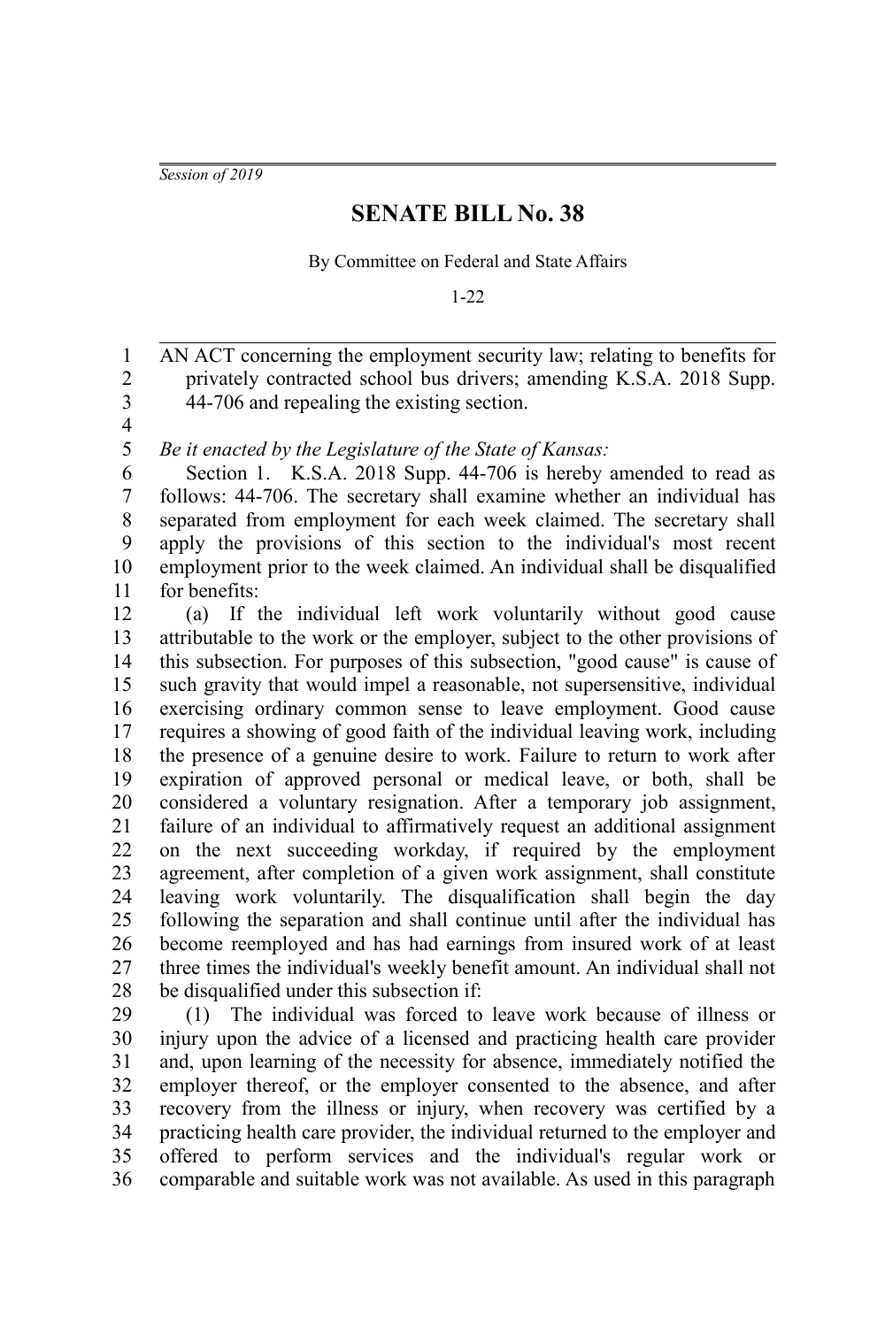*Session of 2019*

# SENATE BILL No. 38

By Committee on Federal and State Affairs

1-22

AN ACT concerning the employment security law; relating to benefits for privately contracted school bus drivers; amending K.S.A. 2018 Supp. 44-706 and repealing the existing section.

*Be it enacted by the Legislature of the State of Kansas:*

Section 1. K.S.A. 2018 Supp. 44-706 is hereby amended to read as follows: 44-706. The secretary shall examine whether an individual has separated from employment for each week claimed. The secretary shall apply the provisions of this section to the individual's most recent employment prior to the week claimed. An individual shall be disqualified for benefits:

(a) If the individual left work voluntarily without good cause attributable to the work or the employer, subject to the other provisions of this subsection. For purposes of this subsection, "good cause" is cause of such gravity that would impel a reasonable, not supersensitive, individual exercising ordinary common sense to leave employment. Good cause requires a showing of good faith of the individual leaving work, including the presence of a genuine desire to work. Failure to return to work after expiration of approved personal or medical leave, or both, shall be considered a voluntary resignation. After a temporary job assignment, failure of an individual to affirmatively request an additional assignment on the next succeeding workday, if required by the employment agreement, after completion of a given work assignment, shall constitute leaving work voluntarily. The disqualification shall begin the day following the separation and shall continue until after the individual has become reemployed and has had earnings from insured work of at least three times the individual's weekly benefit amount. An individual shall not be disqualified under this subsection if:

(1) The individual was forced to leave work because of illness or injury upon the advice of a licensed and practicing health care provider and, upon learning of the necessity for absence, immediately notified the employer thereof, or the employer consented to the absence, and after recovery from the illness or injury, when recovery was certified by a practicing health care provider, the individual returned to the employer and offered to perform services and the individual's regular work or comparable and suitable work was not available. As used in this paragraph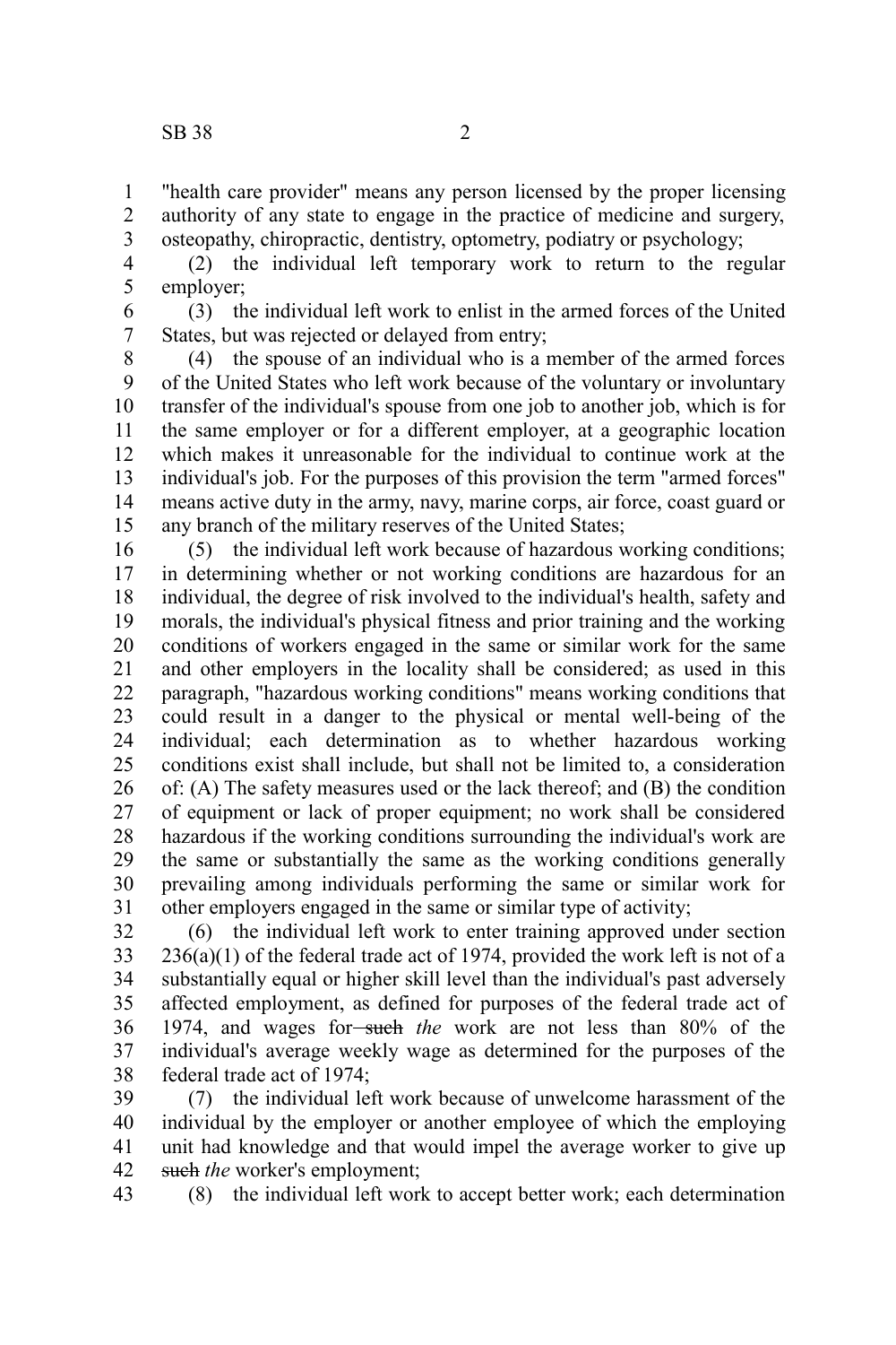"health care provider" means any person licensed by the proper licensing authority of any state to engage in the practice of medicine and surgery, osteopathy, chiropractic, dentistry, optometry, podiatry or psychology;

(2) the individual left temporary work to return to the regular employer;

(3) the individual left work to enlist in the armed forces of the United States, but was rejected or delayed from entry;

(4) the spouse of an individual who is a member of the armed forces of the United States who left work because of the voluntary or involuntary transfer of the individual's spouse from one job to another job, which is for the same employer or for a different employer, at a geographic location which makes it unreasonable for the individual to continue work at the individual's job. For the purposes of this provision the term "armed forces" means active duty in the army, navy, marine corps, air force, coast guard or any branch of the military reserves of the United States;

(5) the individual left work because of hazardous working conditions; in determining whether or not working conditions are hazardous for an individual, the degree of risk involved to the individual's health, safety and morals, the individual's physical fitness and prior training and the working conditions of workers engaged in the same or similar work for the same and other employers in the locality shall be considered; as used in this paragraph, "hazardous working conditions" means working conditions that could result in a danger to the physical or mental well-being of the individual; each determination as to whether hazardous working conditions exist shall include, but shall not be limited to, a consideration of: (A) The safety measures used or the lack thereof; and (B) the condition of equipment or lack of proper equipment; no work shall be considered hazardous if the working conditions surrounding the individual's work are the same or substantially the same as the working conditions generally prevailing among individuals performing the same or similar work for other employers engaged in the same or similar type of activity;

(6) the individual left work to enter training approved under section 236(a)(1) of the federal trade act of 1974, provided the work left is not of a substantially equal or higher skill level than the individual's past adversely affected employment, as defined for purposes of the federal trade act of 1974, and wages for ~~such~~ *the* work are not less than 80% of the individual's average weekly wage as determined for the purposes of the federal trade act of 1974;

(7) the individual left work because of unwelcome harassment of the individual by the employer or another employee of which the employing unit had knowledge and that would impel the average worker to give up ~~such~~ *the* worker's employment;

(8) the individual left work to accept better work; each determination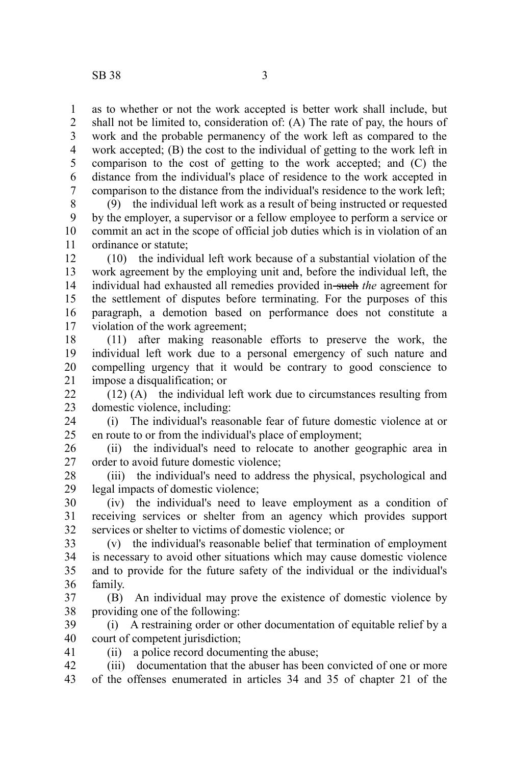as to whether or not the work accepted is better work shall include, but shall not be limited to, consideration of: (A) The rate of pay, the hours of work and the probable permanency of the work left as compared to the work accepted; (B) the cost to the individual of getting to the work left in comparison to the cost of getting to the work accepted; and (C) the distance from the individual's place of residence to the work accepted in comparison to the distance from the individual's residence to the work left;

(9) the individual left work as a result of being instructed or requested by the employer, a supervisor or a fellow employee to perform a service or commit an act in the scope of official job duties which is in violation of an ordinance or statute;

(10) the individual left work because of a substantial violation of the work agreement by the employing unit and, before the individual left, the individual had exhausted all remedies provided in ~~such~~ *the* agreement for the settlement of disputes before terminating. For the purposes of this paragraph, a demotion based on performance does not constitute a violation of the work agreement;

(11) after making reasonable efforts to preserve the work, the individual left work due to a personal emergency of such nature and compelling urgency that it would be contrary to good conscience to impose a disqualification; or

(12) (A) the individual left work due to circumstances resulting from domestic violence, including:

(i) The individual's reasonable fear of future domestic violence at or en route to or from the individual's place of employment;

(ii) the individual's need to relocate to another geographic area in order to avoid future domestic violence;

(iii) the individual's need to address the physical, psychological and legal impacts of domestic violence;

(iv) the individual's need to leave employment as a condition of receiving services or shelter from an agency which provides support services or shelter to victims of domestic violence; or

(v) the individual's reasonable belief that termination of employment is necessary to avoid other situations which may cause domestic violence and to provide for the future safety of the individual or the individual's family.

(B) An individual may prove the existence of domestic violence by providing one of the following:

(i) A restraining order or other documentation of equitable relief by a court of competent jurisdiction;

(ii) a police record documenting the abuse;

(iii) documentation that the abuser has been convicted of one or more of the offenses enumerated in articles 34 and 35 of chapter 21 of the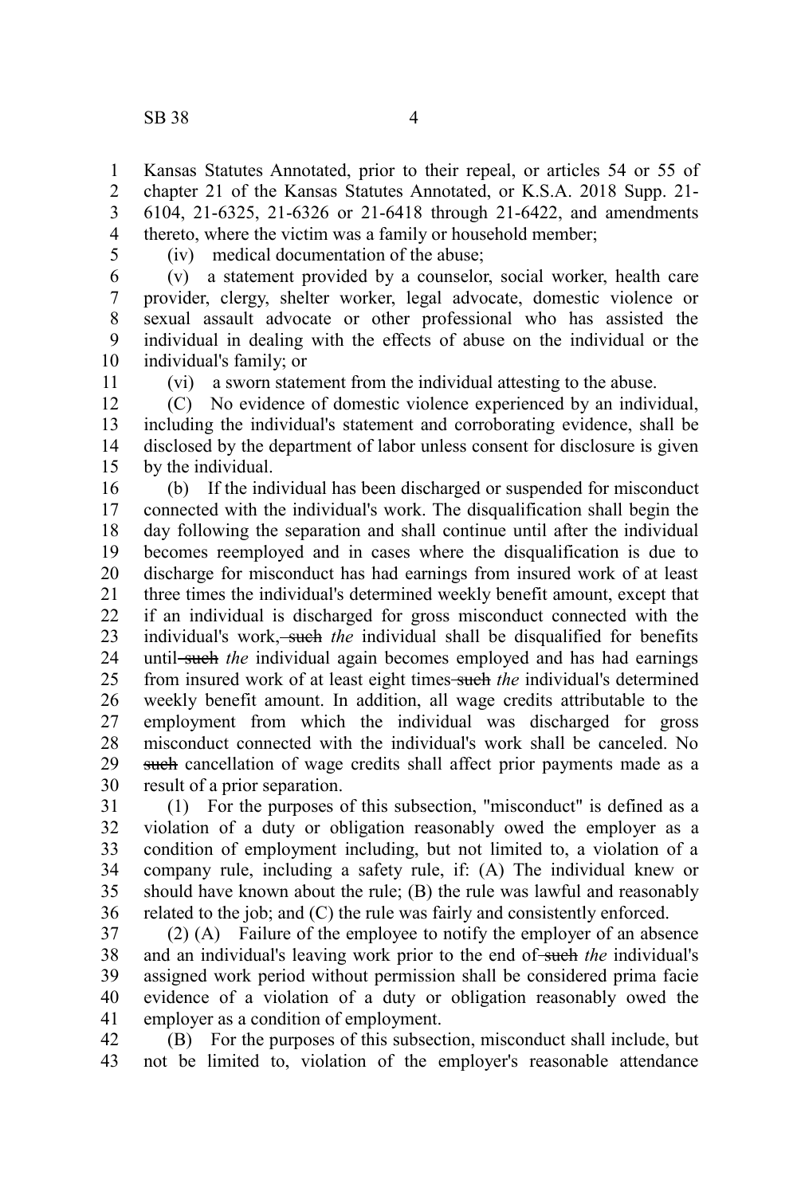Kansas Statutes Annotated, prior to their repeal, or articles 54 or 55 of chapter 21 of the Kansas Statutes Annotated, or K.S.A. 2018 Supp. 21-6104, 21-6325, 21-6326 or 21-6418 through 21-6422, and amendments thereto, where the victim was a family or household member;

(iv) medical documentation of the abuse;

(v) a statement provided by a counselor, social worker, health care provider, clergy, shelter worker, legal advocate, domestic violence or sexual assault advocate or other professional who has assisted the individual in dealing with the effects of abuse on the individual or the individual's family; or

(vi) a sworn statement from the individual attesting to the abuse.

(C) No evidence of domestic violence experienced by an individual, including the individual's statement and corroborating evidence, shall be disclosed by the department of labor unless consent for disclosure is given by the individual.

(b) If the individual has been discharged or suspended for misconduct connected with the individual's work. The disqualification shall begin the day following the separation and shall continue until after the individual becomes reemployed and in cases where the disqualification is due to discharge for misconduct has had earnings from insured work of at least three times the individual's determined weekly benefit amount, except that if an individual is discharged for gross misconduct connected with the individual's work, ~~such~~ *the* individual shall be disqualified for benefits until ~~such~~ *the* individual again becomes employed and has had earnings from insured work of at least eight times ~~such~~ *the* individual's determined weekly benefit amount. In addition, all wage credits attributable to the employment from which the individual was discharged for gross misconduct connected with the individual's work shall be canceled. No ~~such~~ cancellation of wage credits shall affect prior payments made as a result of a prior separation.

(1) For the purposes of this subsection, "misconduct" is defined as a violation of a duty or obligation reasonably owed the employer as a condition of employment including, but not limited to, a violation of a company rule, including a safety rule, if: (A) The individual knew or should have known about the rule; (B) the rule was lawful and reasonably related to the job; and (C) the rule was fairly and consistently enforced.

(2) (A) Failure of the employee to notify the employer of an absence and an individual's leaving work prior to the end of ~~such~~ *the* individual's assigned work period without permission shall be considered prima facie evidence of a violation of a duty or obligation reasonably owed the employer as a condition of employment.

(B) For the purposes of this subsection, misconduct shall include, but not be limited to, violation of the employer's reasonable attendance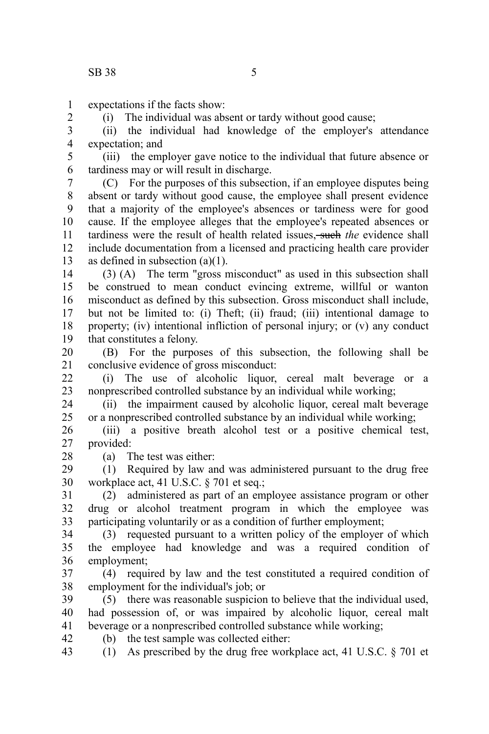expectations if the facts show:

(i) The individual was absent or tardy without good cause;

(ii) the individual had knowledge of the employer's attendance expectation; and

(iii) the employer gave notice to the individual that future absence or tardiness may or will result in discharge.

(C) For the purposes of this subsection, if an employee disputes being absent or tardy without good cause, the employee shall present evidence that a majority of the employee's absences or tardiness were for good cause. If the employee alleges that the employee's repeated absences or tardiness were the result of health related issues, ~~such~~ *the* evidence shall include documentation from a licensed and practicing health care provider as defined in subsection (a)(1).

(3) (A) The term "gross misconduct" as used in this subsection shall be construed to mean conduct evincing extreme, willful or wanton misconduct as defined by this subsection. Gross misconduct shall include, but not be limited to: (i) Theft; (ii) fraud; (iii) intentional damage to property; (iv) intentional infliction of personal injury; or (v) any conduct that constitutes a felony.

(B) For the purposes of this subsection, the following shall be conclusive evidence of gross misconduct:

(i) The use of alcoholic liquor, cereal malt beverage or a nonprescribed controlled substance by an individual while working;

(ii) the impairment caused by alcoholic liquor, cereal malt beverage or a nonprescribed controlled substance by an individual while working;

(iii) a positive breath alcohol test or a positive chemical test, provided:

(a) The test was either:

(1) Required by law and was administered pursuant to the drug free workplace act, 41 U.S.C. § 701 et seq.;

(2) administered as part of an employee assistance program or other drug or alcohol treatment program in which the employee was participating voluntarily or as a condition of further employment;

(3) requested pursuant to a written policy of the employer of which the employee had knowledge and was a required condition of employment;

(4) required by law and the test constituted a required condition of employment for the individual's job; or

(5) there was reasonable suspicion to believe that the individual used, had possession of, or was impaired by alcoholic liquor, cereal malt beverage or a nonprescribed controlled substance while working;

(b) the test sample was collected either:

(1) As prescribed by the drug free workplace act, 41 U.S.C. § 701 et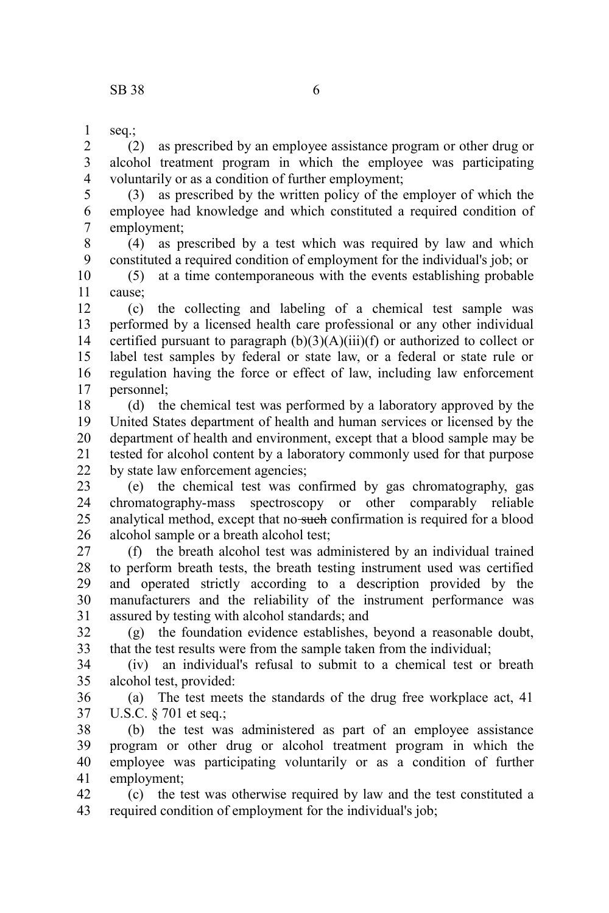seq.;

(2) as prescribed by an employee assistance program or other drug or alcohol treatment program in which the employee was participating voluntarily or as a condition of further employment;

(3) as prescribed by the written policy of the employer of which the employee had knowledge and which constituted a required condition of employment;

(4) as prescribed by a test which was required by law and which constituted a required condition of employment for the individual's job; or

(5) at a time contemporaneous with the events establishing probable cause;

(c) the collecting and labeling of a chemical test sample was performed by a licensed health care professional or any other individual certified pursuant to paragraph (b)(3)(A)(iii)(f) or authorized to collect or label test samples by federal or state law, or a federal or state rule or regulation having the force or effect of law, including law enforcement personnel;

(d) the chemical test was performed by a laboratory approved by the United States department of health and human services or licensed by the department of health and environment, except that a blood sample may be tested for alcohol content by a laboratory commonly used for that purpose by state law enforcement agencies;

(e) the chemical test was confirmed by gas chromatography, gas chromatography-mass spectroscopy or other comparably reliable analytical method, except that no ~~such~~ confirmation is required for a blood alcohol sample or a breath alcohol test;

(f) the breath alcohol test was administered by an individual trained to perform breath tests, the breath testing instrument used was certified and operated strictly according to a description provided by the manufacturers and the reliability of the instrument performance was assured by testing with alcohol standards; and

(g) the foundation evidence establishes, beyond a reasonable doubt, that the test results were from the sample taken from the individual;

(iv) an individual's refusal to submit to a chemical test or breath alcohol test, provided:

(a) The test meets the standards of the drug free workplace act, 41 U.S.C. § 701 et seq.;

(b) the test was administered as part of an employee assistance program or other drug or alcohol treatment program in which the employee was participating voluntarily or as a condition of further employment;

(c) the test was otherwise required by law and the test constituted a required condition of employment for the individual's job;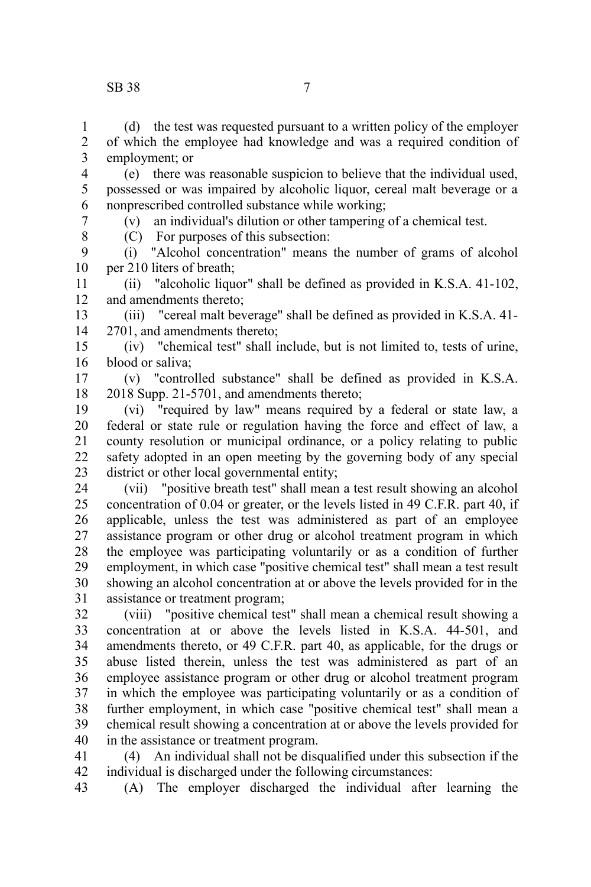(d) the test was requested pursuant to a written policy of the employer of which the employee had knowledge and was a required condition of employment; or

(e) there was reasonable suspicion to believe that the individual used, possessed or was impaired by alcoholic liquor, cereal malt beverage or a nonprescribed controlled substance while working;

(v) an individual's dilution or other tampering of a chemical test.

(C) For purposes of this subsection:

(i) "Alcohol concentration" means the number of grams of alcohol per 210 liters of breath;

(ii) "alcoholic liquor" shall be defined as provided in K.S.A. 41-102, and amendments thereto;

(iii) "cereal malt beverage" shall be defined as provided in K.S.A. 41-2701, and amendments thereto;

(iv) "chemical test" shall include, but is not limited to, tests of urine, blood or saliva;

(v) "controlled substance" shall be defined as provided in K.S.A. 2018 Supp. 21-5701, and amendments thereto;

(vi) "required by law" means required by a federal or state law, a federal or state rule or regulation having the force and effect of law, a county resolution or municipal ordinance, or a policy relating to public safety adopted in an open meeting by the governing body of any special district or other local governmental entity;

(vii) "positive breath test" shall mean a test result showing an alcohol concentration of 0.04 or greater, or the levels listed in 49 C.F.R. part 40, if applicable, unless the test was administered as part of an employee assistance program or other drug or alcohol treatment program in which the employee was participating voluntarily or as a condition of further employment, in which case "positive chemical test" shall mean a test result showing an alcohol concentration at or above the levels provided for in the assistance or treatment program;

(viii) "positive chemical test" shall mean a chemical result showing a concentration at or above the levels listed in K.S.A. 44-501, and amendments thereto, or 49 C.F.R. part 40, as applicable, for the drugs or abuse listed therein, unless the test was administered as part of an employee assistance program or other drug or alcohol treatment program in which the employee was participating voluntarily or as a condition of further employment, in which case "positive chemical test" shall mean a chemical result showing a concentration at or above the levels provided for in the assistance or treatment program.

(4) An individual shall not be disqualified under this subsection if the individual is discharged under the following circumstances:

(A) The employer discharged the individual after learning the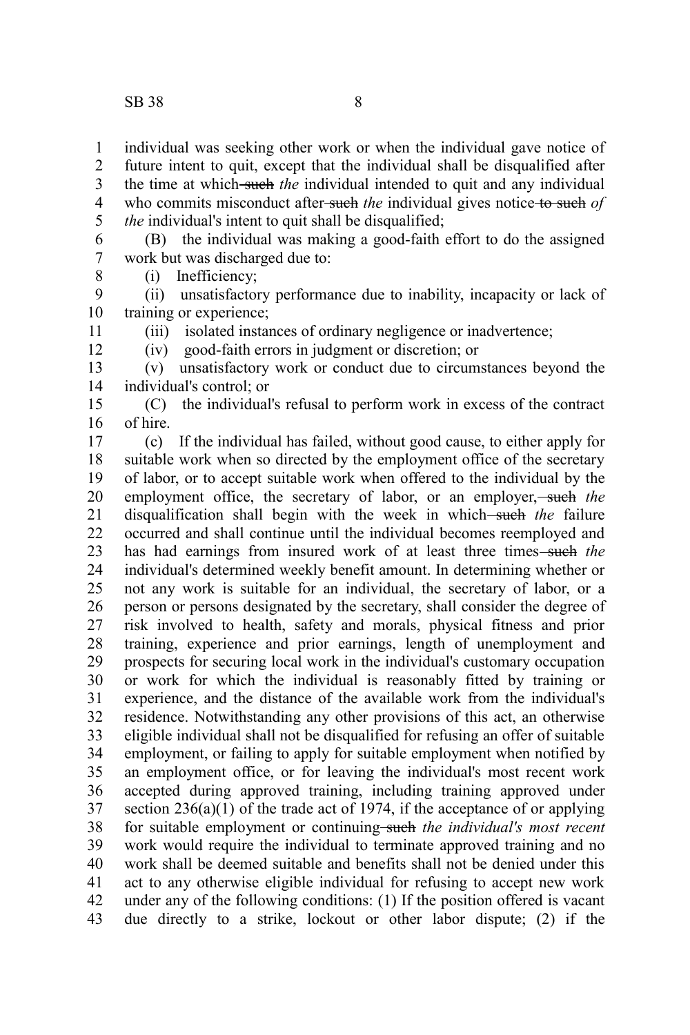individual was seeking other work or when the individual gave notice of future intent to quit, except that the individual shall be disqualified after the time at which ~~such~~ *the* individual intended to quit and any individual who commits misconduct after ~~such~~ *the* individual gives notice ~~to such~~ *of the* individual's intent to quit shall be disqualified;

(B) the individual was making a good-faith effort to do the assigned work but was discharged due to:

(i) Inefficiency;

(ii) unsatisfactory performance due to inability, incapacity or lack of training or experience;

(iii) isolated instances of ordinary negligence or inadvertence;

(iv) good-faith errors in judgment or discretion; or

(v) unsatisfactory work or conduct due to circumstances beyond the individual's control; or

(C) the individual's refusal to perform work in excess of the contract of hire.

(c) If the individual has failed, without good cause, to either apply for suitable work when so directed by the employment office of the secretary of labor, or to accept suitable work when offered to the individual by the employment office, the secretary of labor, or an employer, ~~such~~ *the* disqualification shall begin with the week in which ~~such~~ *the* failure occurred and shall continue until the individual becomes reemployed and has had earnings from insured work of at least three times ~~such~~ *the* individual's determined weekly benefit amount. In determining whether or not any work is suitable for an individual, the secretary of labor, or a person or persons designated by the secretary, shall consider the degree of risk involved to health, safety and morals, physical fitness and prior training, experience and prior earnings, length of unemployment and prospects for securing local work in the individual's customary occupation or work for which the individual is reasonably fitted by training or experience, and the distance of the available work from the individual's residence. Notwithstanding any other provisions of this act, an otherwise eligible individual shall not be disqualified for refusing an offer of suitable employment, or failing to apply for suitable employment when notified by an employment office, or for leaving the individual's most recent work accepted during approved training, including training approved under section 236(a)(1) of the trade act of 1974, if the acceptance of or applying for suitable employment or continuing ~~such~~ *the individual's most recent* work would require the individual to terminate approved training and no work shall be deemed suitable and benefits shall not be denied under this act to any otherwise eligible individual for refusing to accept new work under any of the following conditions: (1) If the position offered is vacant due directly to a strike, lockout or other labor dispute; (2) if the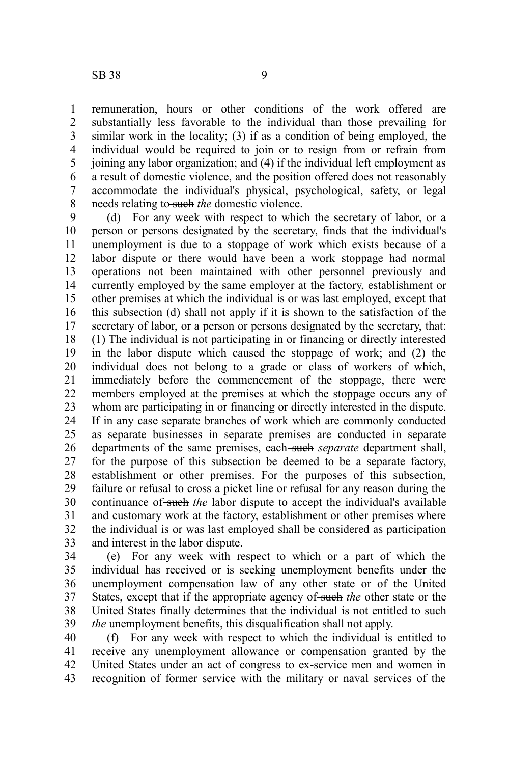remuneration, hours or other conditions of the work offered are substantially less favorable to the individual than those prevailing for similar work in the locality; (3) if as a condition of being employed, the individual would be required to join or to resign from or refrain from joining any labor organization; and (4) if the individual left employment as a result of domestic violence, and the position offered does not reasonably accommodate the individual's physical, psychological, safety, or legal needs relating to ~~such~~ *the* domestic violence.

(d) For any week with respect to which the secretary of labor, or a person or persons designated by the secretary, finds that the individual's unemployment is due to a stoppage of work which exists because of a labor dispute or there would have been a work stoppage had normal operations not been maintained with other personnel previously and currently employed by the same employer at the factory, establishment or other premises at which the individual is or was last employed, except that this subsection (d) shall not apply if it is shown to the satisfaction of the secretary of labor, or a person or persons designated by the secretary, that: (1) The individual is not participating in or financing or directly interested in the labor dispute which caused the stoppage of work; and (2) the individual does not belong to a grade or class of workers of which, immediately before the commencement of the stoppage, there were members employed at the premises at which the stoppage occurs any of whom are participating in or financing or directly interested in the dispute. If in any case separate branches of work which are commonly conducted as separate businesses in separate premises are conducted in separate departments of the same premises, each ~~such~~ *separate* department shall, for the purpose of this subsection be deemed to be a separate factory, establishment or other premises. For the purposes of this subsection, failure or refusal to cross a picket line or refusal for any reason during the continuance of ~~such~~ *the* labor dispute to accept the individual's available and customary work at the factory, establishment or other premises where the individual is or was last employed shall be considered as participation and interest in the labor dispute.

(e) For any week with respect to which or a part of which the individual has received or is seeking unemployment benefits under the unemployment compensation law of any other state or of the United States, except that if the appropriate agency of ~~such~~ *the* other state or the United States finally determines that the individual is not entitled to ~~such~~ *the* unemployment benefits, this disqualification shall not apply.

(f) For any week with respect to which the individual is entitled to receive any unemployment allowance or compensation granted by the United States under an act of congress to ex-service men and women in recognition of former service with the military or naval services of the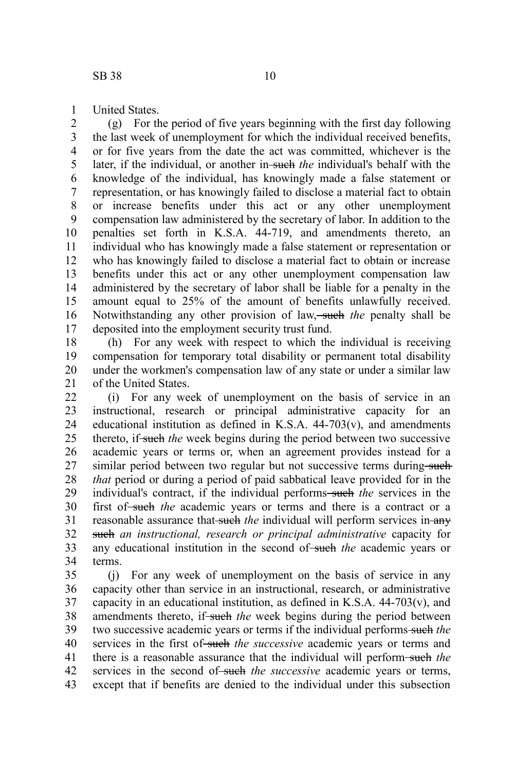United States.

(g) For the period of five years beginning with the first day following the last week of unemployment for which the individual received benefits, or for five years from the date the act was committed, whichever is the later, if the individual, or another in ~~such~~ *the* individual's behalf with the knowledge of the individual, has knowingly made a false statement or representation, or has knowingly failed to disclose a material fact to obtain or increase benefits under this act or any other unemployment compensation law administered by the secretary of labor. In addition to the penalties set forth in K.S.A. 44-719, and amendments thereto, an individual who has knowingly made a false statement or representation or who has knowingly failed to disclose a material fact to obtain or increase benefits under this act or any other unemployment compensation law administered by the secretary of labor shall be liable for a penalty in the amount equal to 25% of the amount of benefits unlawfully received. Notwithstanding any other provision of law, ~~such~~ *the* penalty shall be deposited into the employment security trust fund.

(h) For any week with respect to which the individual is receiving compensation for temporary total disability or permanent total disability under the workmen's compensation law of any state or under a similar law of the United States.

(i) For any week of unemployment on the basis of service in an instructional, research or principal administrative capacity for an educational institution as defined in K.S.A. 44-703(v), and amendments thereto, if ~~such~~ *the* week begins during the period between two successive academic years or terms or, when an agreement provides instead for a similar period between two regular but not successive terms during ~~such~~ *that* period or during a period of paid sabbatical leave provided for in the individual's contract, if the individual performs ~~such~~ *the* services in the first of ~~such~~ *the* academic years or terms and there is a contract or a reasonable assurance that ~~such~~ *the* individual will perform services in ~~any such~~ *an instructional, research or principal administrative* capacity for any educational institution in the second of ~~such~~ *the* academic years or terms.

(j) For any week of unemployment on the basis of service in any capacity other than service in an instructional, research, or administrative capacity in an educational institution, as defined in K.S.A. 44-703(v), and amendments thereto, if ~~such~~ *the* week begins during the period between two successive academic years or terms if the individual performs ~~such~~ *the* services in the first of ~~such~~ *the successive* academic years or terms and there is a reasonable assurance that the individual will perform ~~such~~ *the* services in the second of ~~such~~ *the successive* academic years or terms, except that if benefits are denied to the individual under this subsection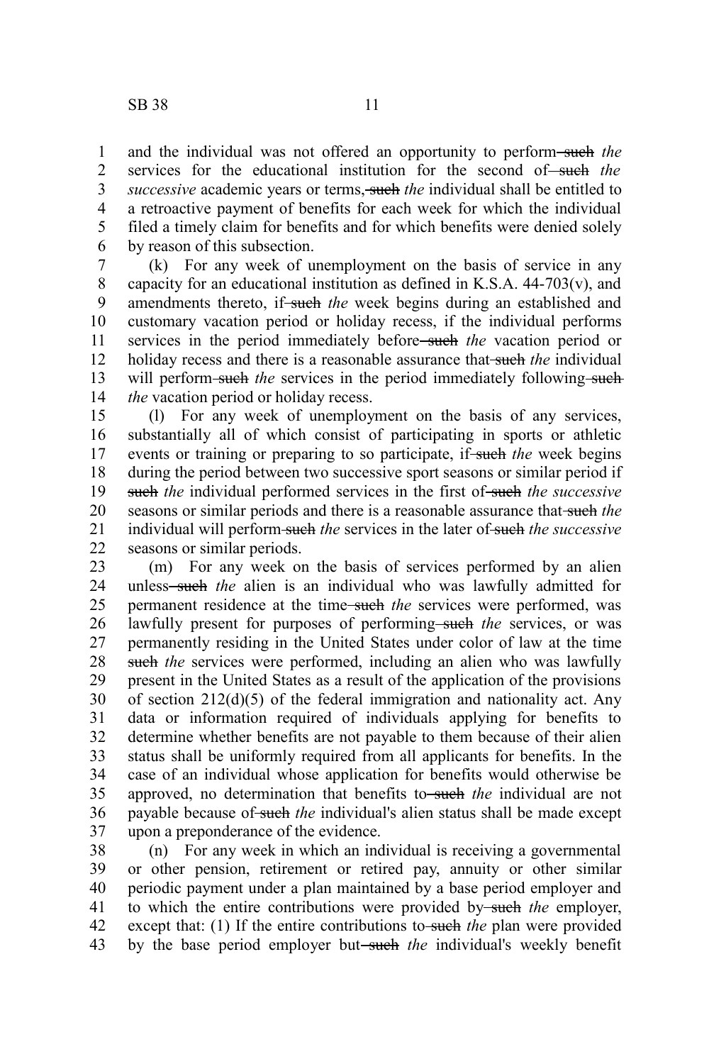and the individual was not offered an opportunity to perform ~~such~~ *the* services for the educational institution for the second of ~~such~~ *the successive* academic years or terms, ~~such~~ *the* individual shall be entitled to a retroactive payment of benefits for each week for which the individual filed a timely claim for benefits and for which benefits were denied solely by reason of this subsection.

(k) For any week of unemployment on the basis of service in any capacity for an educational institution as defined in K.S.A. 44-703(v), and amendments thereto, if ~~such~~ *the* week begins during an established and customary vacation period or holiday recess, if the individual performs services in the period immediately before ~~such~~ *the* vacation period or holiday recess and there is a reasonable assurance that ~~such~~ *the* individual will perform ~~such~~ *the* services in the period immediately following ~~such~~ *the* vacation period or holiday recess.

(l) For any week of unemployment on the basis of any services, substantially all of which consist of participating in sports or athletic events or training or preparing to so participate, if ~~such~~ *the* week begins during the period between two successive sport seasons or similar period if ~~such~~ *the* individual performed services in the first of ~~such~~ *the successive* seasons or similar periods and there is a reasonable assurance that ~~such~~ *the* individual will perform ~~such~~ *the* services in the later of ~~such~~ *the successive* seasons or similar periods.

(m) For any week on the basis of services performed by an alien unless ~~such~~ *the* alien is an individual who was lawfully admitted for permanent residence at the time ~~such~~ *the* services were performed, was lawfully present for purposes of performing ~~such~~ *the* services, or was permanently residing in the United States under color of law at the time ~~such~~ *the* services were performed, including an alien who was lawfully present in the United States as a result of the application of the provisions of section 212(d)(5) of the federal immigration and nationality act. Any data or information required of individuals applying for benefits to determine whether benefits are not payable to them because of their alien status shall be uniformly required from all applicants for benefits. In the case of an individual whose application for benefits would otherwise be approved, no determination that benefits to ~~such~~ *the* individual are not payable because of ~~such~~ *the* individual's alien status shall be made except upon a preponderance of the evidence.

(n) For any week in which an individual is receiving a governmental or other pension, retirement or retired pay, annuity or other similar periodic payment under a plan maintained by a base period employer and to which the entire contributions were provided by ~~such~~ *the* employer, except that: (1) If the entire contributions to ~~such~~ *the* plan were provided by the base period employer but ~~such~~ *the* individual's weekly benefit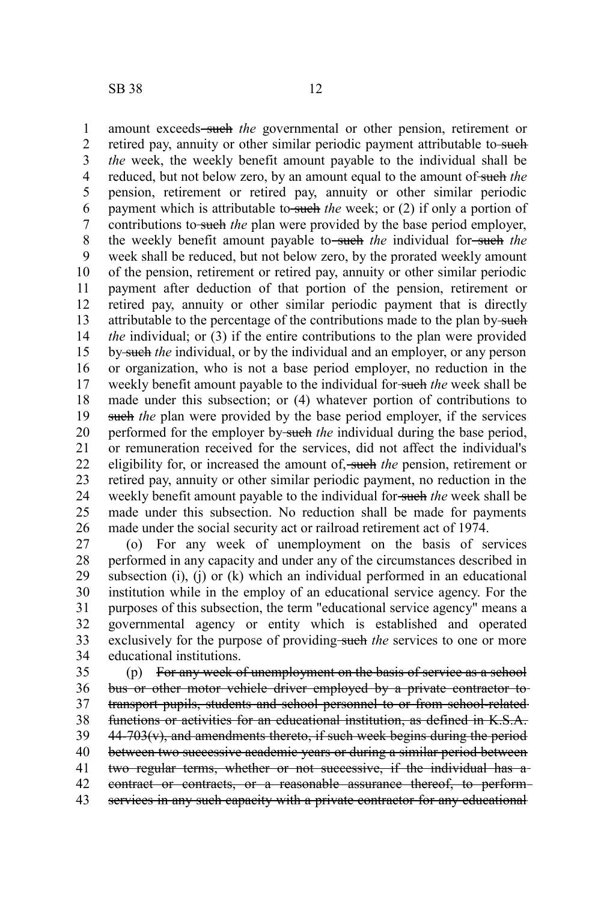amount exceeds ~~such~~ *the* governmental or other pension, retirement or retired pay, annuity or other similar periodic payment attributable to ~~such~~ *the* week, the weekly benefit amount payable to the individual shall be reduced, but not below zero, by an amount equal to the amount of ~~such~~ *the* pension, retirement or retired pay, annuity or other similar periodic payment which is attributable to ~~such~~ *the* week; or (2) if only a portion of contributions to ~~such~~ *the* plan were provided by the base period employer, the weekly benefit amount payable to ~~such~~ *the* individual for ~~such~~ *the* week shall be reduced, but not below zero, by the prorated weekly amount of the pension, retirement or retired pay, annuity or other similar periodic payment after deduction of that portion of the pension, retirement or retired pay, annuity or other similar periodic payment that is directly attributable to the percentage of the contributions made to the plan by ~~such~~ *the* individual; or (3) if the entire contributions to the plan were provided by ~~such~~ *the* individual, or by the individual and an employer, or any person or organization, who is not a base period employer, no reduction in the weekly benefit amount payable to the individual for ~~such~~ *the* week shall be made under this subsection; or (4) whatever portion of contributions to ~~such~~ *the* plan were provided by the base period employer, if the services performed for the employer by ~~such~~ *the* individual during the base period, or remuneration received for the services, did not affect the individual's eligibility for, or increased the amount of, ~~such~~ *the* pension, retirement or retired pay, annuity or other similar periodic payment, no reduction in the weekly benefit amount payable to the individual for ~~such~~ *the* week shall be made under this subsection. No reduction shall be made for payments made under the social security act or railroad retirement act of 1974.

(o) For any week of unemployment on the basis of services performed in any capacity and under any of the circumstances described in subsection (i), (j) or (k) which an individual performed in an educational institution while in the employ of an educational service agency. For the purposes of this subsection, the term "educational service agency" means a governmental agency or entity which is established and operated exclusively for the purpose of providing ~~such~~ *the* services to one or more educational institutions.

(p) ~~For any week of unemployment on the basis of service as a school bus or other motor vehicle driver employed by a private contractor to transport pupils, students and school personnel to or from school-related functions or activities for an educational institution, as defined in K.S.A. 44-703(v), and amendments thereto, if such week begins during the period between two successive academic years or during a similar period between two regular terms, whether or not successive, if the individual has a contract or contracts, or a reasonable assurance thereof, to perform services in any such capacity with a private contractor for any educational~~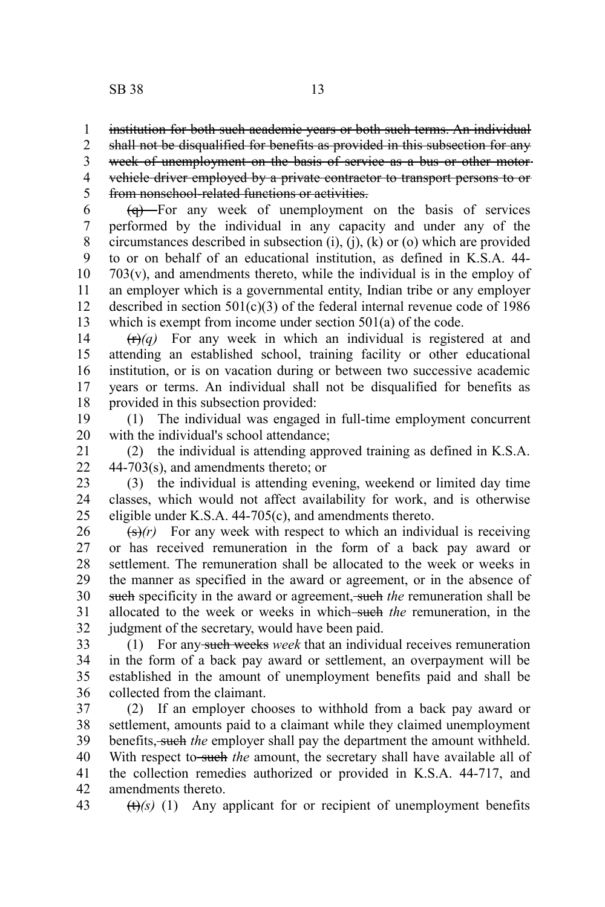~~institution for both such academic years or both such terms. An individual shall not be disqualified for benefits as provided in this subsection for any week of unemployment on the basis of service as a bus or other motor vehicle driver employed by a private contractor to transport persons to or from nonschool-related functions or activities.~~

~~(q)~~ For any week of unemployment on the basis of services performed by the individual in any capacity and under any of the circumstances described in subsection (i), (j), (k) or (o) which are provided to or on behalf of an educational institution, as defined in K.S.A. 44-703(v), and amendments thereto, while the individual is in the employ of an employer which is a governmental entity, Indian tribe or any employer described in section 501(c)(3) of the federal internal revenue code of 1986 which is exempt from income under section 501(a) of the code.

~~(r)~~*(q)* For any week in which an individual is registered at and attending an established school, training facility or other educational institution, or is on vacation during or between two successive academic years or terms. An individual shall not be disqualified for benefits as provided in this subsection provided:

(1) The individual was engaged in full-time employment concurrent with the individual's school attendance;

(2) the individual is attending approved training as defined in K.S.A. 44-703(s), and amendments thereto; or

(3) the individual is attending evening, weekend or limited day time classes, which would not affect availability for work, and is otherwise eligible under K.S.A. 44-705(c), and amendments thereto.

~~(s)~~*(r)* For any week with respect to which an individual is receiving or has received remuneration in the form of a back pay award or settlement. The remuneration shall be allocated to the week or weeks in the manner as specified in the award or agreement, or in the absence of ~~such~~ specificity in the award or agreement, ~~such~~ *the* remuneration shall be allocated to the week or weeks in which ~~such~~ *the* remuneration, in the judgment of the secretary, would have been paid.

(1) For any ~~such weeks~~ *week* that an individual receives remuneration in the form of a back pay award or settlement, an overpayment will be established in the amount of unemployment benefits paid and shall be collected from the claimant.

(2) If an employer chooses to withhold from a back pay award or settlement, amounts paid to a claimant while they claimed unemployment benefits, ~~such~~ *the* employer shall pay the department the amount withheld. With respect to ~~such~~ *the* amount, the secretary shall have available all of the collection remedies authorized or provided in K.S.A. 44-717, and amendments thereto.

~~(t)~~*(s)* (1) Any applicant for or recipient of unemployment benefits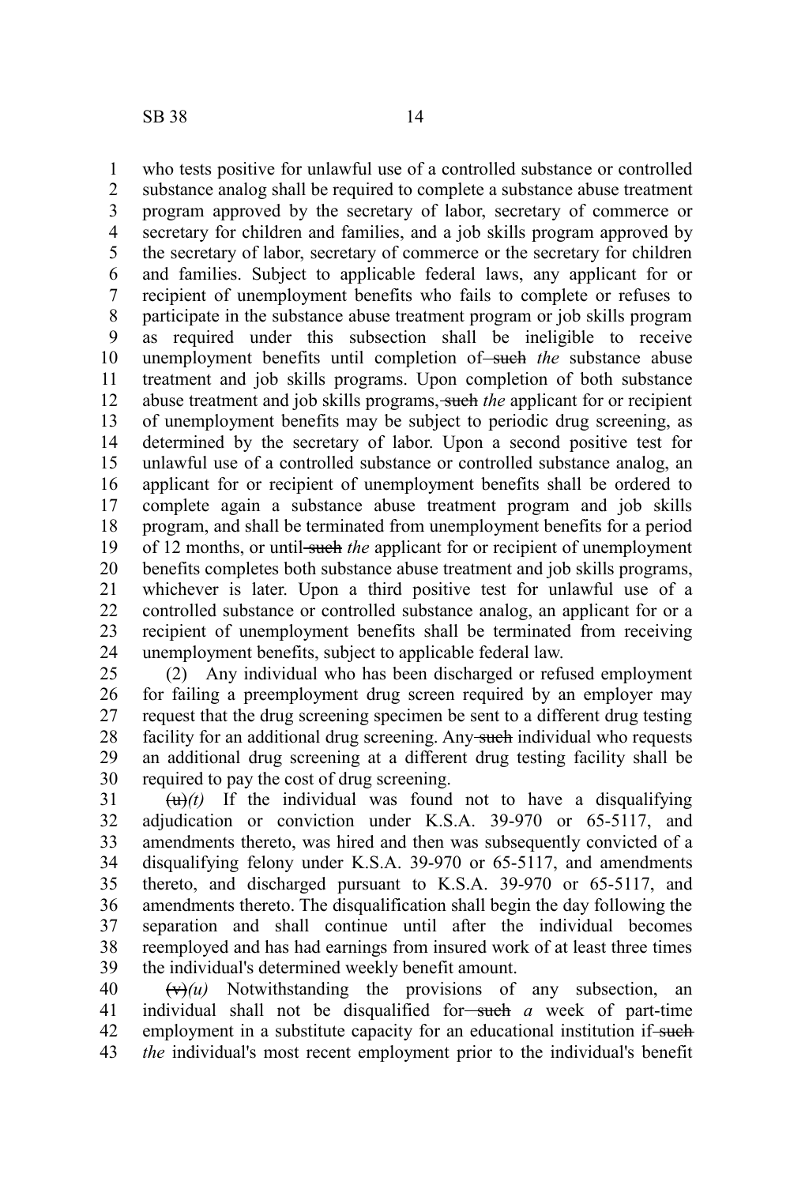who tests positive for unlawful use of a controlled substance or controlled substance analog shall be required to complete a substance abuse treatment program approved by the secretary of labor, secretary of commerce or secretary for children and families, and a job skills program approved by the secretary of labor, secretary of commerce or the secretary for children and families. Subject to applicable federal laws, any applicant for or recipient of unemployment benefits who fails to complete or refuses to participate in the substance abuse treatment program or job skills program as required under this subsection shall be ineligible to receive unemployment benefits until completion of ~~such~~ *the* substance abuse treatment and job skills programs. Upon completion of both substance abuse treatment and job skills programs, ~~such~~ *the* applicant for or recipient of unemployment benefits may be subject to periodic drug screening, as determined by the secretary of labor. Upon a second positive test for unlawful use of a controlled substance or controlled substance analog, an applicant for or recipient of unemployment benefits shall be ordered to complete again a substance abuse treatment program and job skills program, and shall be terminated from unemployment benefits for a period of 12 months, or until ~~such~~ *the* applicant for or recipient of unemployment benefits completes both substance abuse treatment and job skills programs, whichever is later. Upon a third positive test for unlawful use of a controlled substance or controlled substance analog, an applicant for or a recipient of unemployment benefits shall be terminated from receiving unemployment benefits, subject to applicable federal law.

(2) Any individual who has been discharged or refused employment for failing a preemployment drug screen required by an employer may request that the drug screening specimen be sent to a different drug testing facility for an additional drug screening. Any ~~such~~ individual who requests an additional drug screening at a different drug testing facility shall be required to pay the cost of drug screening.

~~(u)~~*(t)* If the individual was found not to have a disqualifying adjudication or conviction under K.S.A. 39-970 or 65-5117, and amendments thereto, was hired and then was subsequently convicted of a disqualifying felony under K.S.A. 39-970 or 65-5117, and amendments thereto, and discharged pursuant to K.S.A. 39-970 or 65-5117, and amendments thereto. The disqualification shall begin the day following the separation and shall continue until after the individual becomes reemployed and has had earnings from insured work of at least three times the individual's determined weekly benefit amount.

~~(v)~~*(u)* Notwithstanding the provisions of any subsection, an individual shall not be disqualified for ~~such~~ *a* week of part-time employment in a substitute capacity for an educational institution if ~~such~~ *the* individual's most recent employment prior to the individual's benefit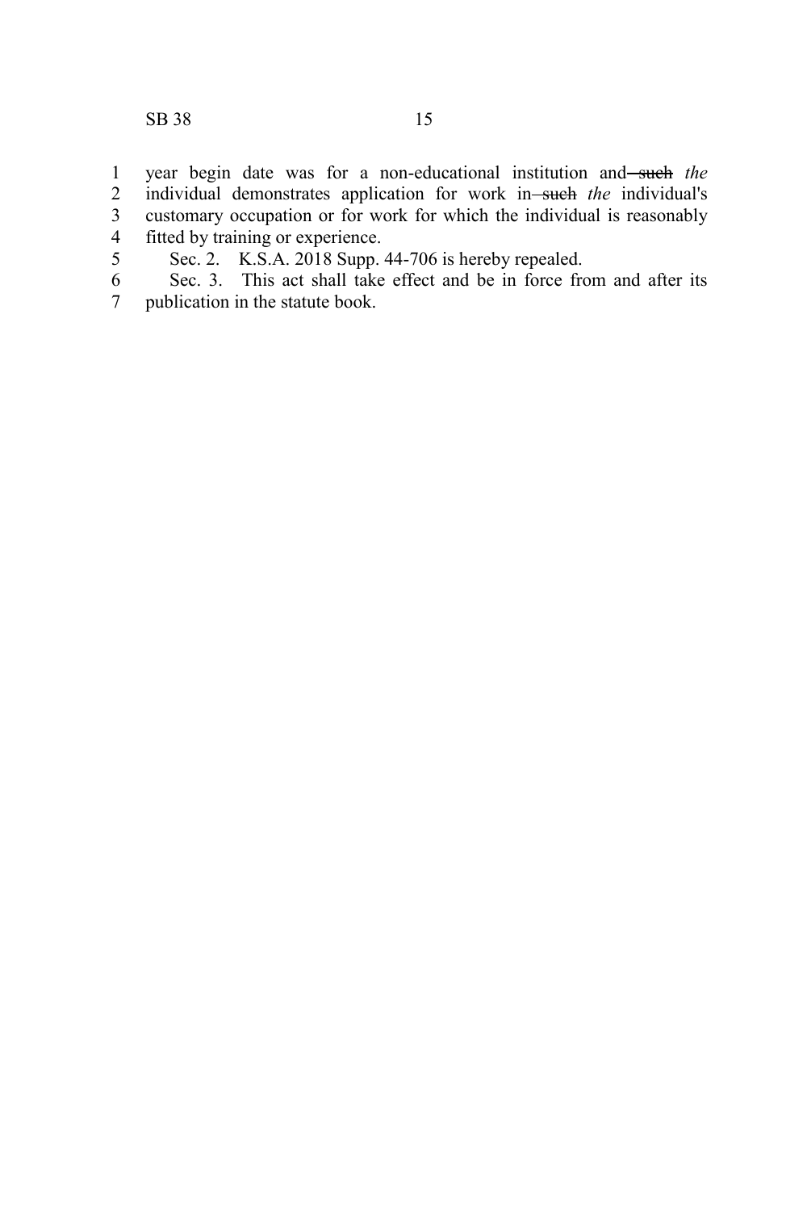year begin date was for a non-educational institution and ~~such~~ *the* individual demonstrates application for work in ~~such~~ *the* individual's customary occupation or for work for which the individual is reasonably fitted by training or experience.

Sec. 2. K.S.A. 2018 Supp. 44-706 is hereby repealed.

Sec. 3. This act shall take effect and be in force from and after its publication in the statute book.